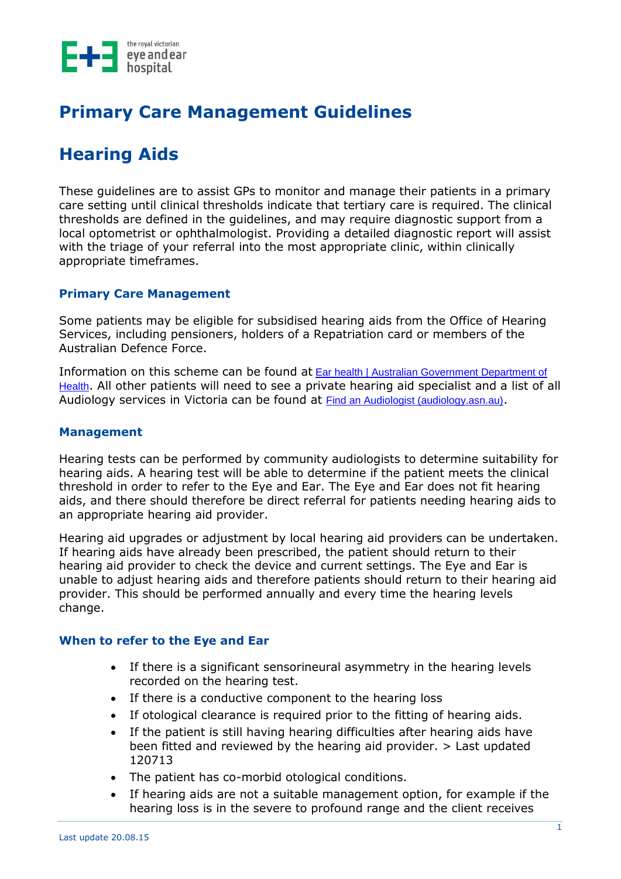# Primary Care Management Guidelines

# Hearing Aids

These guidelines are to assist GPs to monitor and manage their patients in a primary care setting until clinical thresholds indicate that tertiary care is required. The clinical thresholds are defined in the guidelines, and may require diagnostic support from a local optometrist or ophthalmologist. Providing a detailed diagnostic report will assist with the triage of your referral into the most appropriate clinic, within clinically appropriate timeframes.

### Primary Care Management

Some patients may be eligible for subsidised hearing aids from the Office of Hearing Services, including pensioners, holders of a Repatriation card or members of the Australian Defence Force.

Information on this scheme can be found at Ear health | Australian Government Department of Health. All other patients will need to see a private hearing aid specialist and a list of all Audiology services in Victoria can be found at Find an Audiologist (audiology.asn.au).

### Management

Hearing tests can be performed by community audiologists to determine suitability for hearing aids. A hearing test will be able to determine if the patient meets the clinical threshold in order to refer to the Eye and Ear. The Eye and Ear does not fit hearing aids, and there should therefore be direct referral for patients needing hearing aids to an appropriate hearing aid provider.

Hearing aid upgrades or adjustment by local hearing aid providers can be undertaken. If hearing aids have already been prescribed, the patient should return to their hearing aid provider to check the device and current settings. The Eye and Ear is unable to adjust hearing aids and therefore patients should return to their hearing aid provider. This should be performed annually and every time the hearing levels change.

### When to refer to the Eye and Ear

- If there is a significant sensorineural asymmetry in the hearing levels recorded on the hearing test.
- If there is a conductive component to the hearing loss
- If otological clearance is required prior to the fitting of hearing aids.
- If the patient is still having hearing difficulties after hearing aids have been fitted and reviewed by the hearing aid provider. > Last updated 120713
- The patient has co-morbid otological conditions.
- If hearing aids are not a suitable management option, for example if the hearing loss is in the severe to profound range and the client receives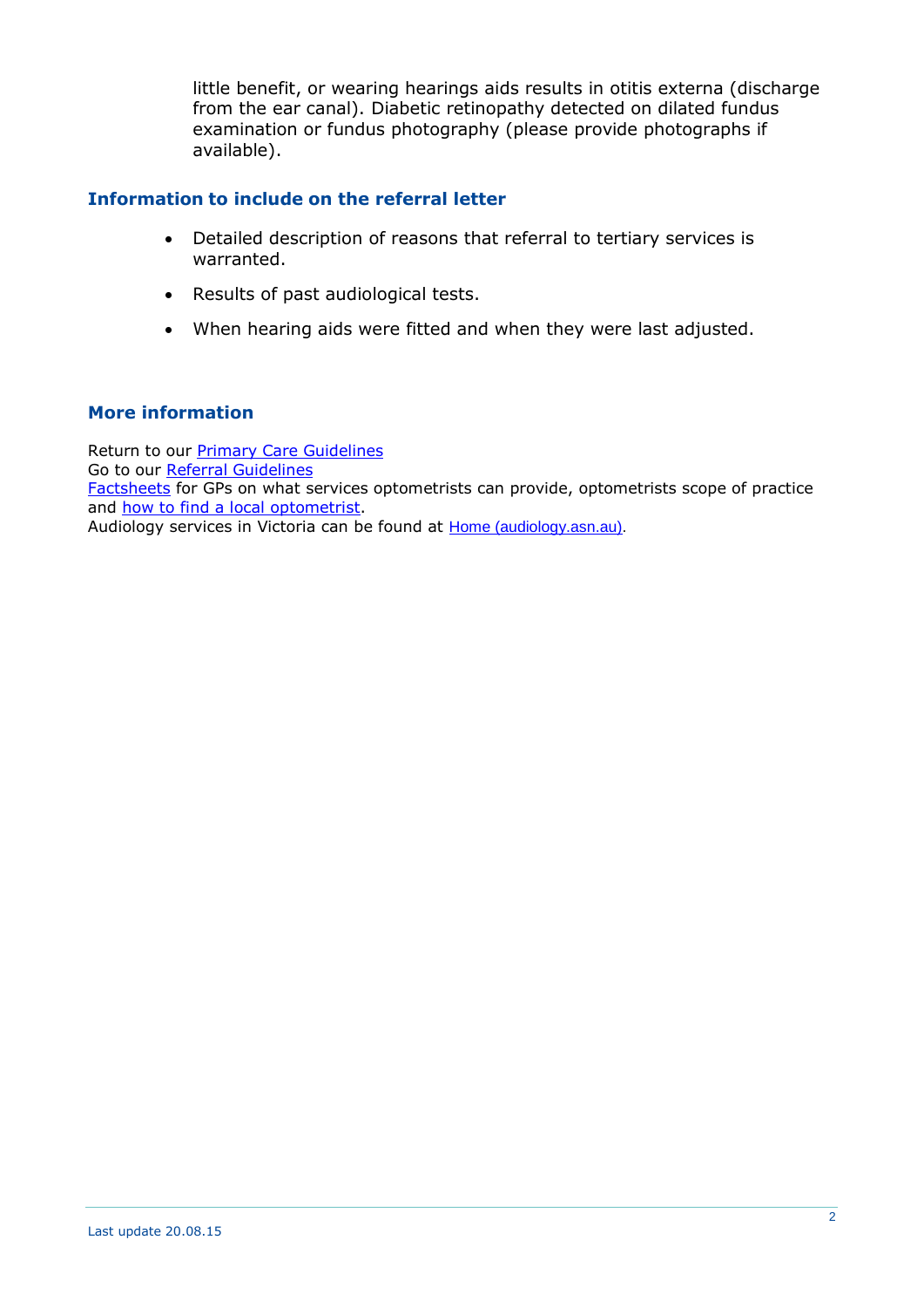little benefit, or wearing hearings aids results in otitis externa (discharge from the ear canal). Diabetic retinopathy detected on dilated fundus examination or fundus photography (please provide photographs if available).

## Information to include on the referral letter

- Detailed description of reasons that referral to tertiary services is warranted.
- Results of past audiological tests.
- When hearing aids were fitted and when they were last adjusted.

## More information

Return to our Primary Care Guidelines
Go to our Referral Guidelines
Factsheets for GPs on what services optometrists can provide, optometrists scope of practice and how to find a local optometrist.
Audiology services in Victoria can be found at Home (audiology.asn.au).

Last update 20.08.15